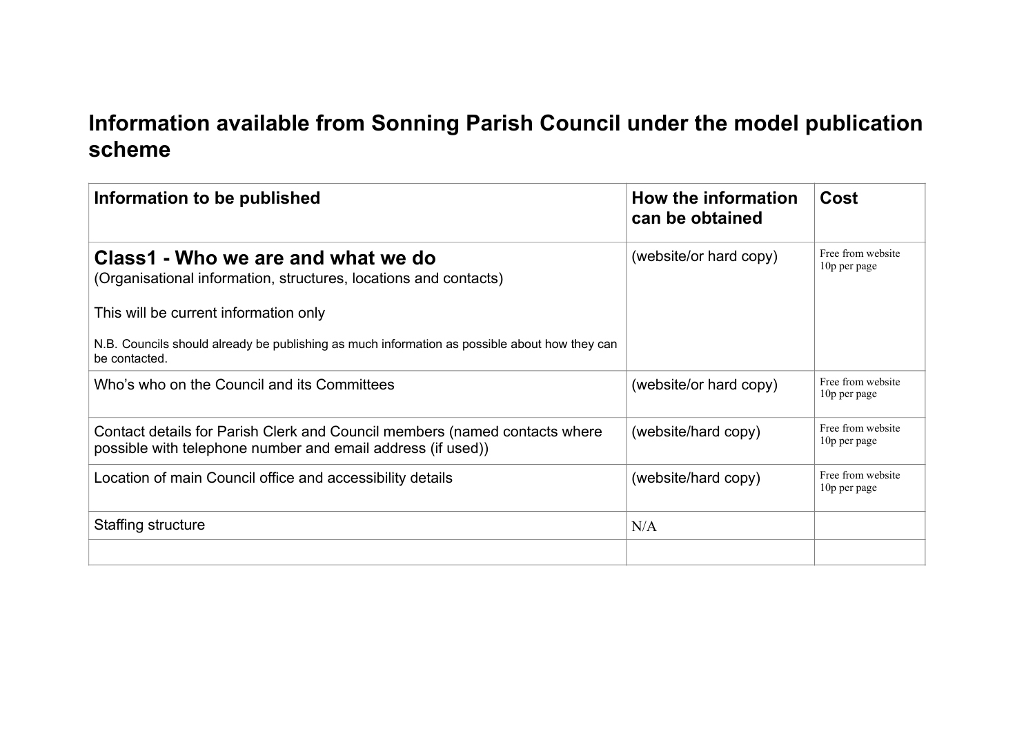# Information available from Sonning Parish Council under the model publication scheme

| Information to be published | How the information can be obtained | Cost |
| --- | --- | --- |
| **Class1 - Who we are and what we do**<br>(Organisational information, structures, locations and contacts)<br><br>This will be current information only<br><br>N.B. Councils should already be publishing as much information as possible about how they can be contacted. | (website/or hard copy) | Free from website<br>10p per page |
| Who's who on the Council and its Committees | (website/or hard copy) | Free from website<br>10p per page |
| Contact details for Parish Clerk and Council members (named contacts where possible with telephone number and email address (if used)) | (website/hard copy) | Free from website<br>10p per page |
| Location of main Council office and accessibility details | (website/hard copy) | Free from website<br>10p per page |
| Staffing structure | N/A | |
| | | |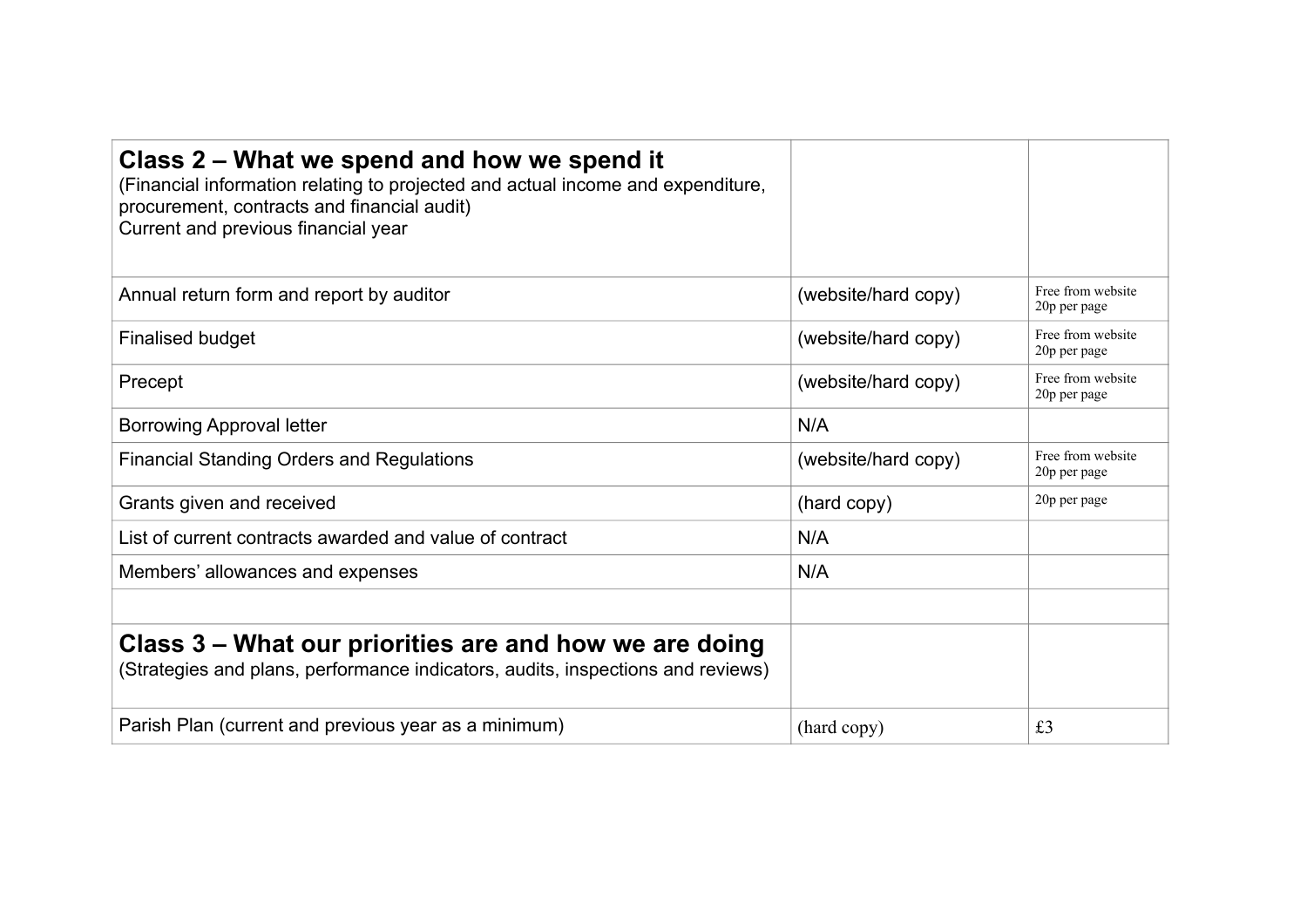| **Class 2 – What we spend and how we spend it**<br>(Financial information relating to projected and actual income and expenditure, procurement, contracts and financial audit)<br>Current and previous financial year | | |
|---|---|---|
| Annual return form and report by auditor | (website/hard copy) | Free from website<br>20p per page |
| Finalised budget | (website/hard copy) | Free from website<br>20p per page |
| Precept | (website/hard copy) | Free from website<br>20p per page |
| Borrowing Approval letter | N/A | |
| Financial Standing Orders and Regulations | (website/hard copy) | Free from website<br>20p per page |
| Grants given and received | (hard copy) | 20p per page |
| List of current contracts awarded and value of contract | N/A | |
| Members' allowances and expenses | N/A | |
| | | |
| **Class 3 – What our priorities are and how we are doing**<br>(Strategies and plans, performance indicators, audits, inspections and reviews) | | |
| Parish Plan (current and previous year as a minimum) | (hard copy) | £3 |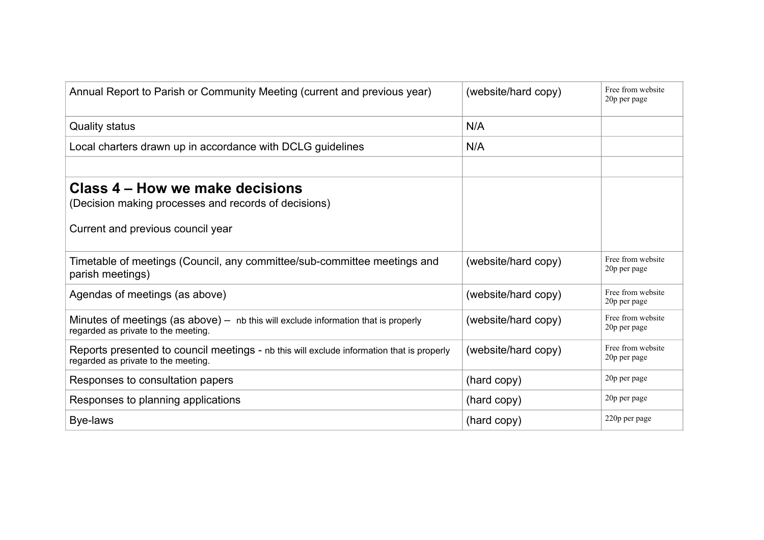| | | |
|---|---|---|
| Annual Report to Parish or Community Meeting (current and previous year) | (website/hard copy) | Free from website<br>20p per page |
| Quality status | N/A | |
| Local charters drawn up in accordance with DCLG guidelines | N/A | |
| | | |
| **Class 4 – How we make decisions**<br>(Decision making processes and records of decisions)<br><br>Current and previous council year | | |
| Timetable of meetings (Council, any committee/sub-committee meetings and parish meetings) | (website/hard copy) | Free from website<br>20p per page |
| Agendas of meetings (as above) | (website/hard copy) | Free from website<br>20p per page |
| Minutes of meetings (as above) – nb this will exclude information that is properly regarded as private to the meeting. | (website/hard copy) | Free from website<br>20p per page |
| Reports presented to council meetings - nb this will exclude information that is properly regarded as private to the meeting. | (website/hard copy) | Free from website<br>20p per page |
| Responses to consultation papers | (hard copy) | 20p per page |
| Responses to planning applications | (hard copy) | 20p per page |
| Bye-laws | (hard copy) | 220p per page |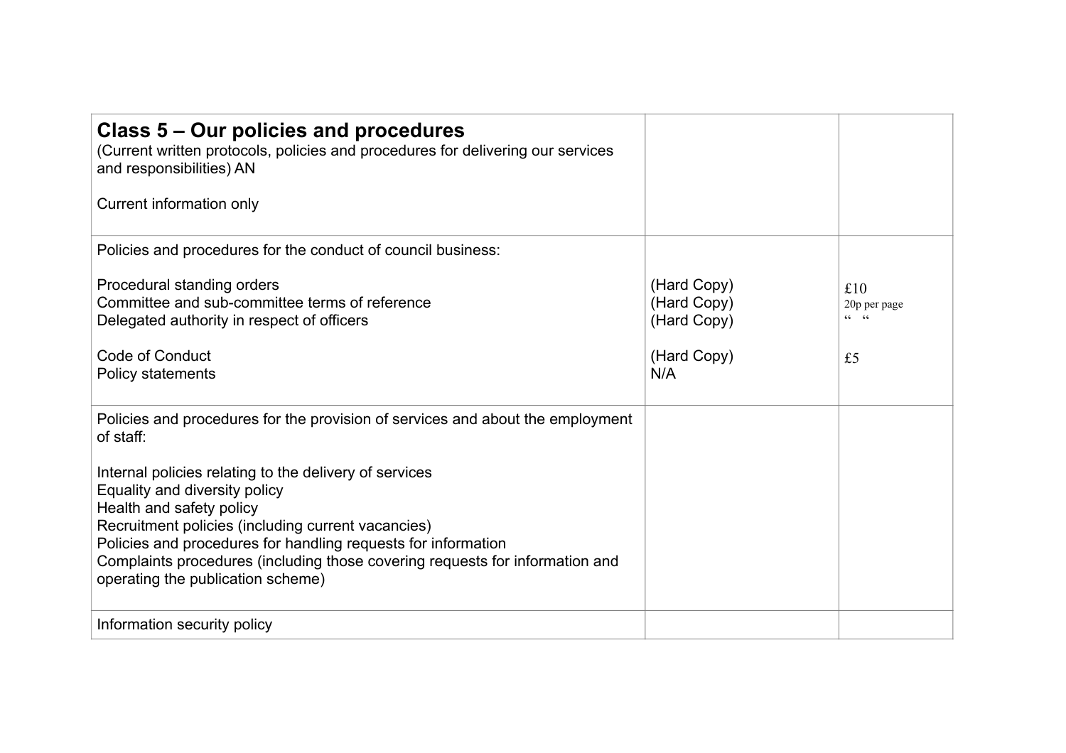| **Class 5 – Our policies and procedures**<br>(Current written protocols, policies and procedures for delivering our services and responsibilities) AN<br><br>Current information only | | |
|---|---|---|
| Policies and procedures for the conduct of council business:<br><br>Procedural standing orders<br>Committee and sub-committee terms of reference<br>Delegated authority in respect of officers<br><br>Code of Conduct<br>Policy statements | <br><br>(Hard Copy)<br>(Hard Copy)<br>(Hard Copy)<br><br>(Hard Copy)<br>N/A | <br><br>£10<br>20p per page<br>" "<br><br>£5 |
| Policies and procedures for the provision of services and about the employment of staff:<br><br>Internal policies relating to the delivery of services<br>Equality and diversity policy<br>Health and safety policy<br>Recruitment policies (including current vacancies)<br>Policies and procedures for handling requests for information<br>Complaints procedures (including those covering requests for information and operating the publication scheme) | | |
| Information security policy | | |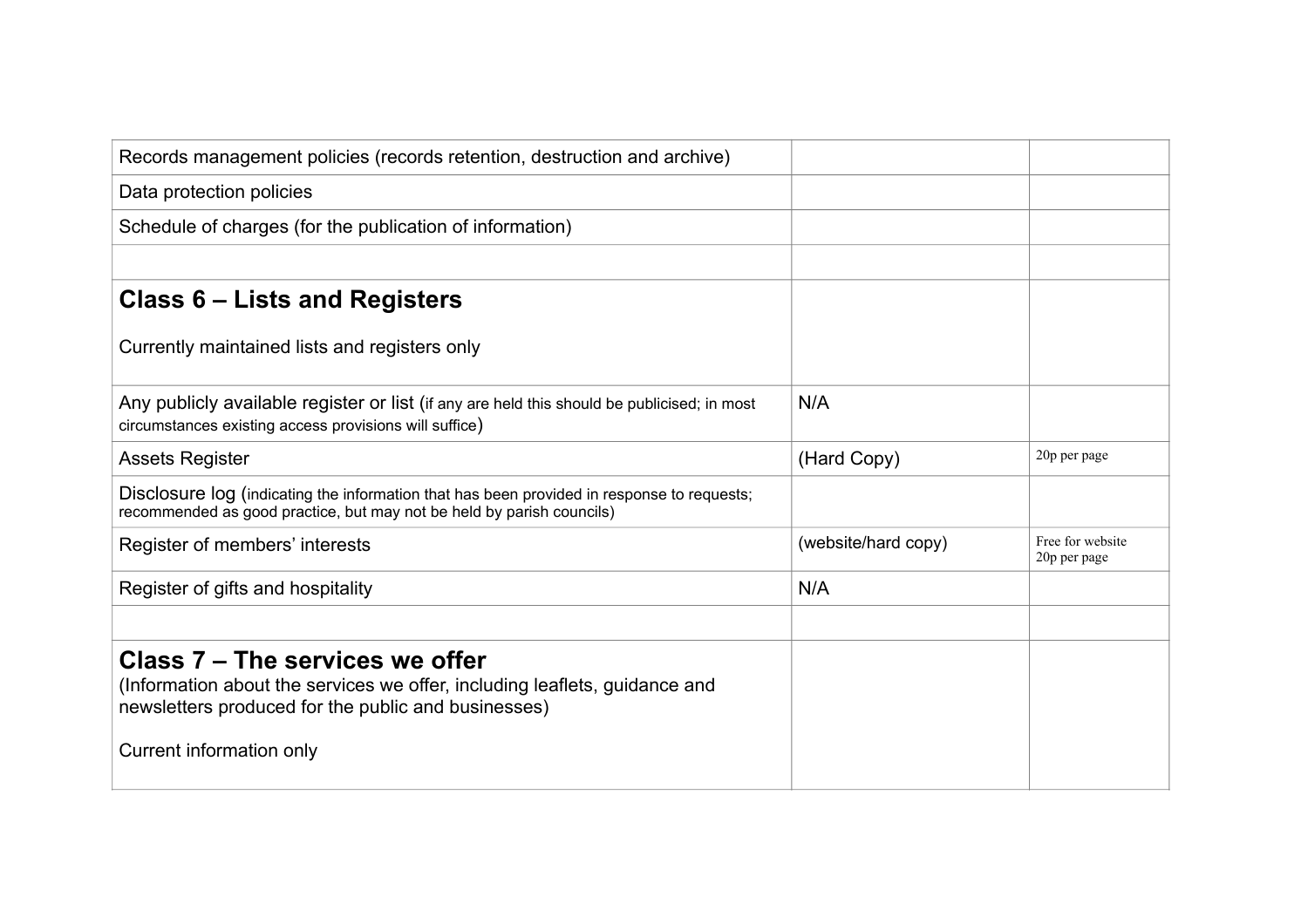| | | |
|---|---|---|
| Records management policies (records retention, destruction and archive) | | |
| Data protection policies | | |
| Schedule of charges (for the publication of information) | | |
| | | |
| **Class 6 – Lists and Registers**<br><br>Currently maintained lists and registers only | | |
| Any publicly available register or list (if any are held this should be publicised; in most circumstances existing access provisions will suffice) | N/A | |
| Assets Register | (Hard Copy) | 20p per page |
| Disclosure log (indicating the information that has been provided in response to requests; recommended as good practice, but may not be held by parish councils) | | |
| Register of members' interests | (website/hard copy) | Free for website<br>20p per page |
| Register of gifts and hospitality | N/A | |
| | | |
| **Class 7 – The services we offer**<br>(Information about the services we offer, including leaflets, guidance and newsletters produced for the public and businesses)<br><br>Current information only | | |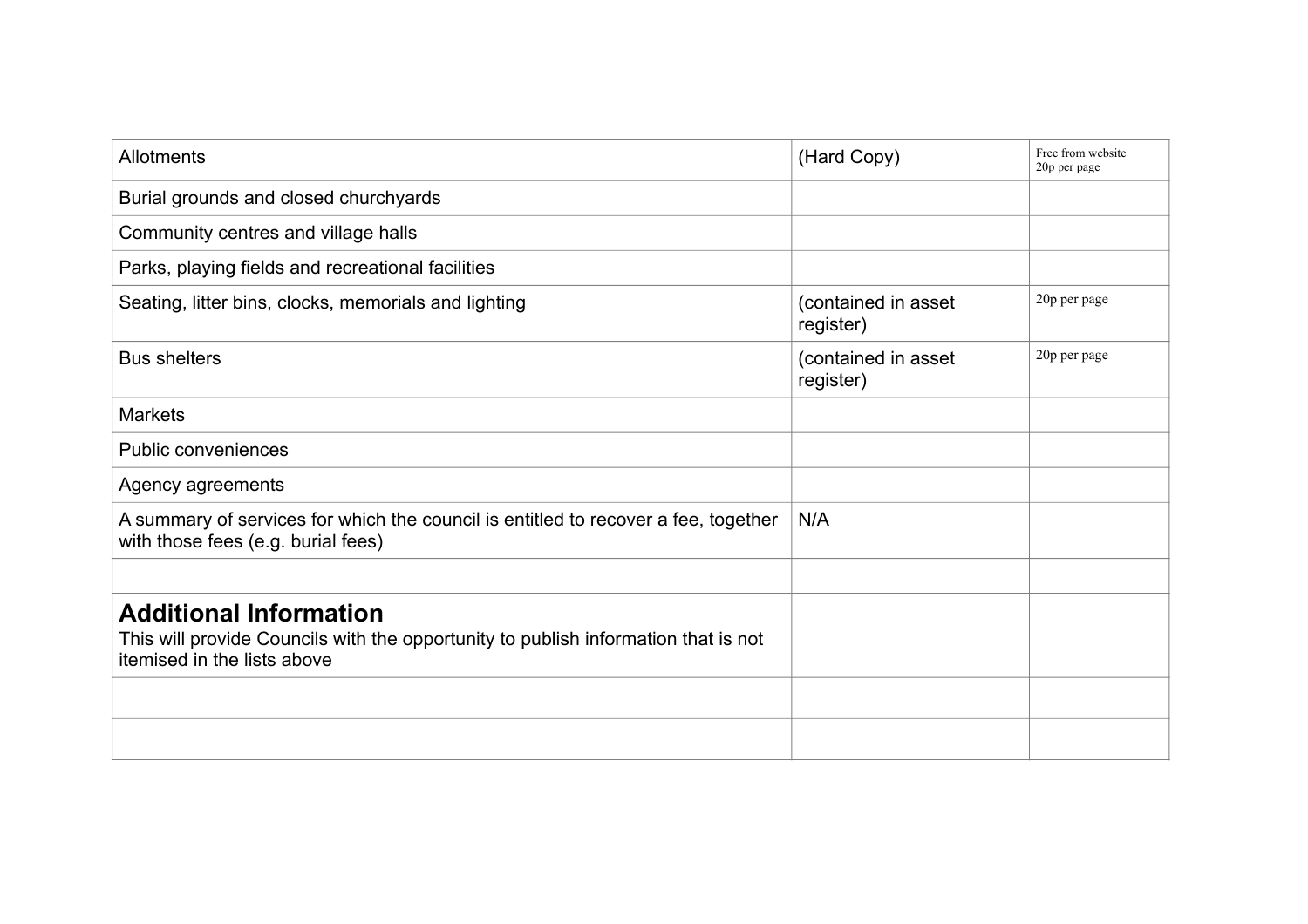| | | |
|---|---|---|
| Allotments | (Hard Copy) | Free from website<br>20p per page |
| Burial grounds and closed churchyards | | |
| Community centres and village halls | | |
| Parks, playing fields and recreational facilities | | |
| Seating, litter bins, clocks, memorials and lighting | (contained in asset register) | 20p per page |
| Bus shelters | (contained in asset register) | 20p per page |
| Markets | | |
| Public conveniences | | |
| Agency agreements | | |
| A summary of services for which the council is entitled to recover a fee, together with those fees (e.g. burial fees) | N/A | |
| | | |
| **Additional Information**<br>This will provide Councils with the opportunity to publish information that is not itemised in the lists above | | |
| | | |
| | | |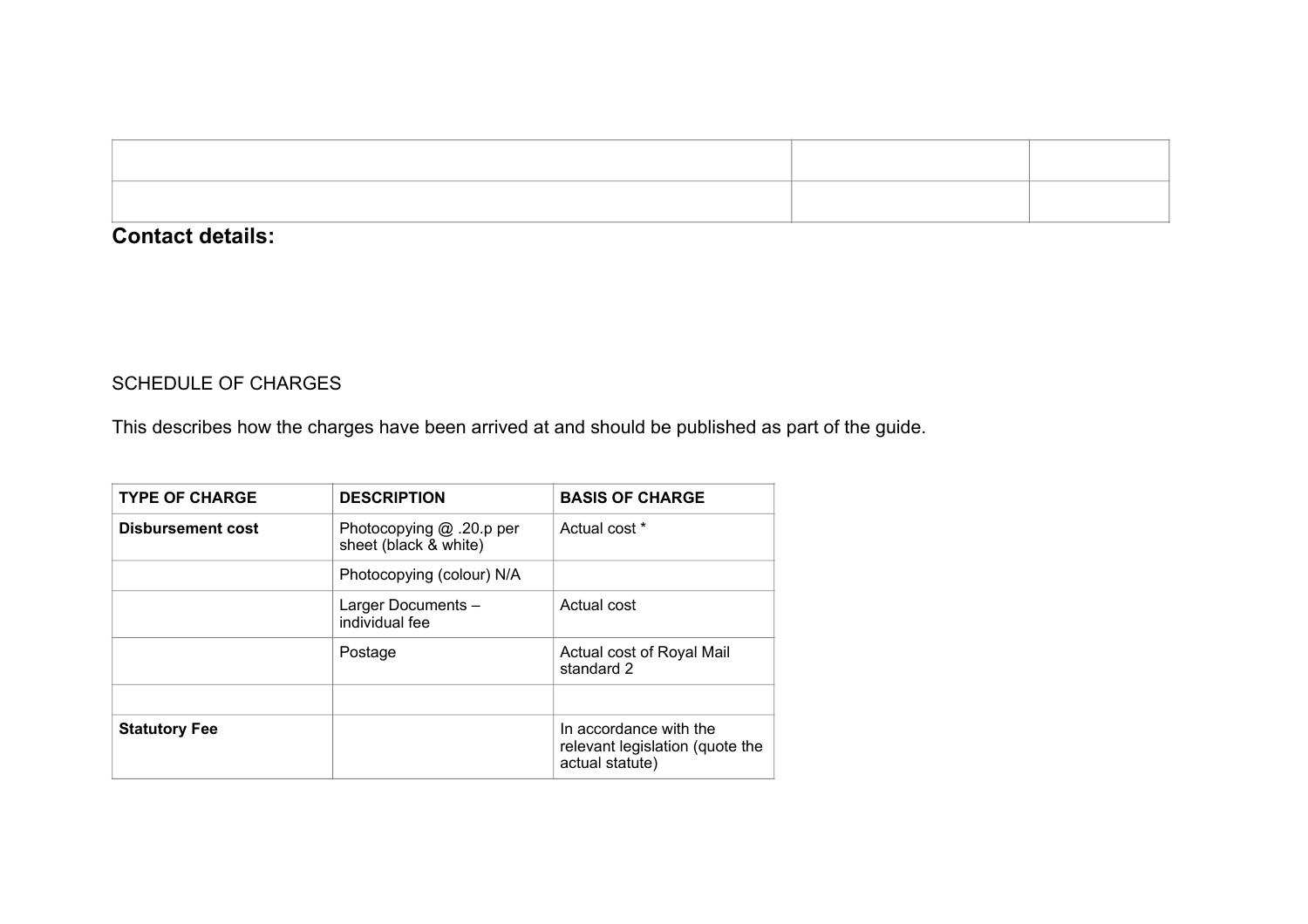| | | |
|---|---|---|
| | | |

**Contact details:**

SCHEDULE OF CHARGES

This describes how the charges have been arrived at and should be published as part of the guide.

| TYPE OF CHARGE | DESCRIPTION | BASIS OF CHARGE |
|---|---|---|
| **Disbursement cost** | Photocopying @ .20.p per sheet (black & white) | Actual cost * |
| | Photocopying (colour) N/A | |
| | Larger Documents – individual fee | Actual cost |
| | Postage | Actual cost of Royal Mail standard 2 |
| | | |
| **Statutory Fee** | | In accordance with the relevant legislation (quote the actual statute) |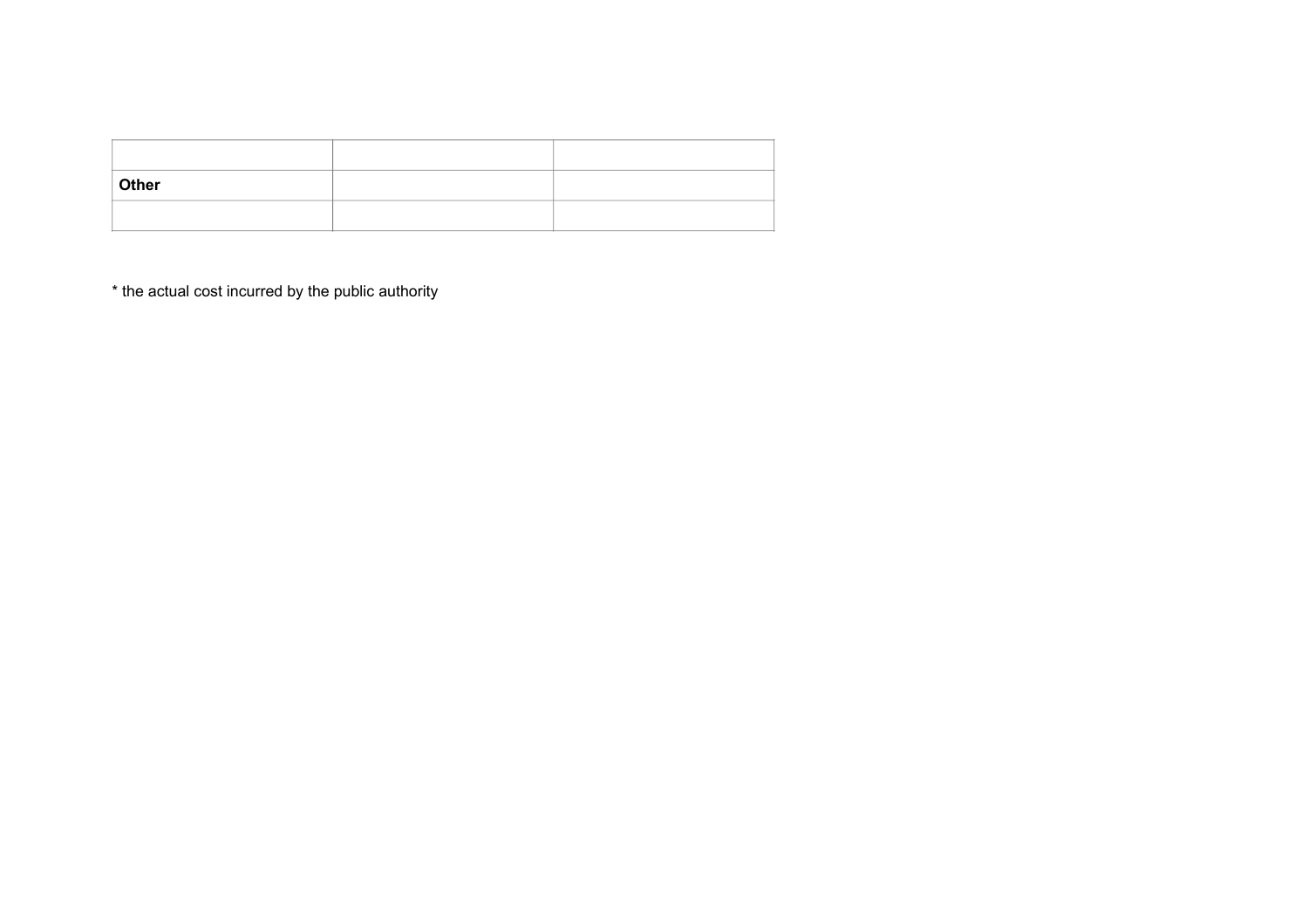| | | |
|---|---|---|
| **Other** | | |
| | | |

* the actual cost incurred by the public authority